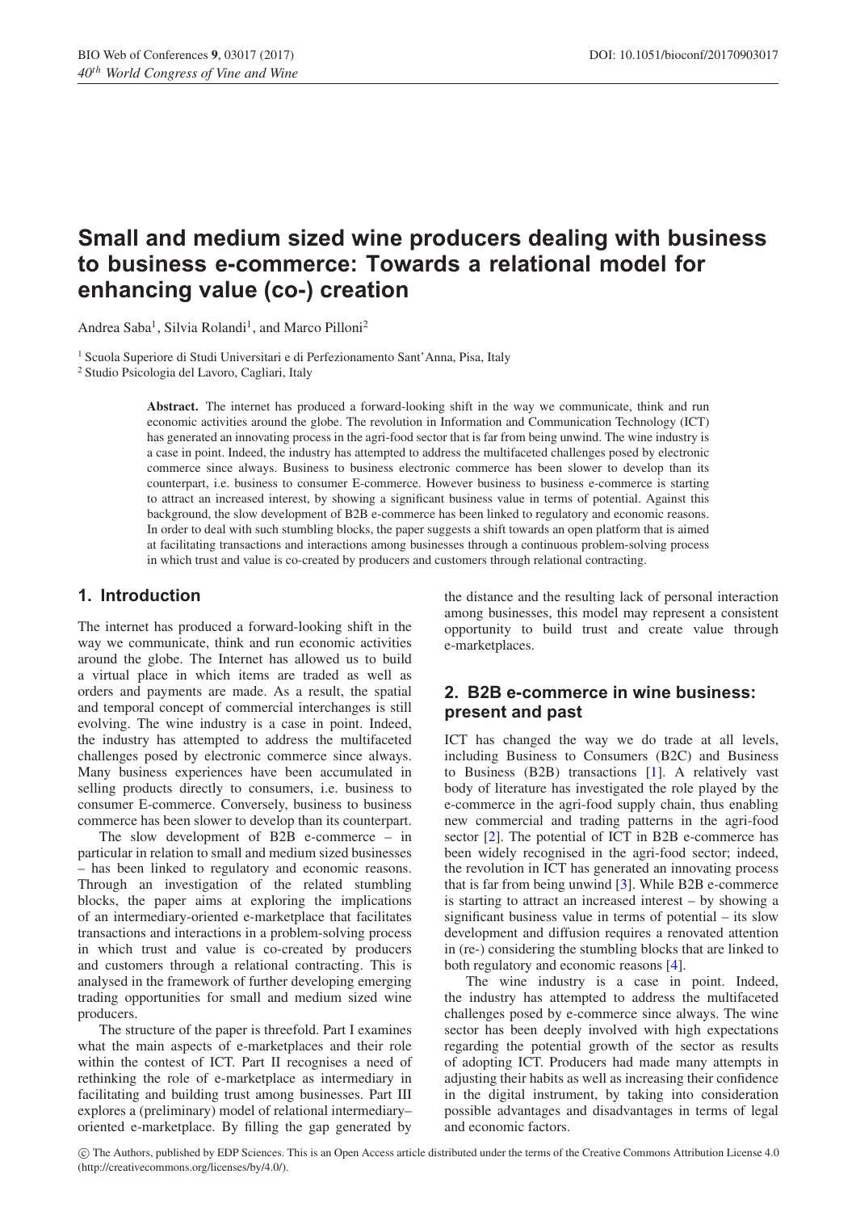# Small and medium sized wine producers dealing with business to business e-commerce: Towards a relational model for enhancing value (co-) creation

Andrea Saba[1], Silvia Rolandi[1], and Marco Pilloni[2]

[1] Scuola Superiore di Studi Universitari e di Perfezionamento Sant'Anna, Pisa, Italy
[2] Studio Psicologia del Lavoro, Cagliari, Italy

**Abstract.** The internet has produced a forward-looking shift in the way we communicate, think and run economic activities around the globe. The revolution in Information and Communication Technology (ICT) has generated an innovating process in the agri-food sector that is far from being unwind. The wine industry is a case in point. Indeed, the industry has attempted to address the multifaceted challenges posed by electronic commerce since always. Business to business electronic commerce has been slower to develop than its counterpart, i.e. business to consumer E-commerce. However business to business e-commerce is starting to attract an increased interest, by showing a significant business value in terms of potential. Against this background, the slow development of B2B e-commerce has been linked to regulatory and economic reasons. In order to deal with such stumbling blocks, the paper suggests a shift towards an open platform that is aimed at facilitating transactions and interactions among businesses through a continuous problem-solving process in which trust and value is co-created by producers and customers through relational contracting.

## 1. Introduction

The internet has produced a forward-looking shift in the way we communicate, think and run economic activities around the globe. The Internet has allowed us to build a virtual place in which items are traded as well as orders and payments are made. As a result, the spatial and temporal concept of commercial interchanges is still evolving. The wine industry is a case in point. Indeed, the industry has attempted to address the multifaceted challenges posed by electronic commerce since always. Many business experiences have been accumulated in selling products directly to consumers, i.e. business to consumer E-commerce. Conversely, business to business commerce has been slower to develop than its counterpart.

The slow development of B2B e-commerce – in particular in relation to small and medium sized businesses – has been linked to regulatory and economic reasons. Through an investigation of the related stumbling blocks, the paper aims at exploring the implications of an intermediary-oriented e-marketplace that facilitates transactions and interactions in a problem-solving process in which trust and value is co-created by producers and customers through a relational contracting. This is analysed in the framework of further developing emerging trading opportunities for small and medium sized wine producers.

The structure of the paper is threefold. Part I examines what the main aspects of e-marketplaces and their role within the contest of ICT. Part II recognises a need of rethinking the role of e-marketplace as intermediary in facilitating and building trust among businesses. Part III explores a (preliminary) model of relational intermediary–oriented e-marketplace. By filling the gap generated by the distance and the resulting lack of personal interaction among businesses, this model may represent a consistent opportunity to build trust and create value through e-marketplaces.

## 2. B2B e-commerce in wine business: present and past

ICT has changed the way we do trade at all levels, including Business to Consumers (B2C) and Business to Business (B2B) transactions [1]. A relatively vast body of literature has investigated the role played by the e-commerce in the agri-food supply chain, thus enabling new commercial and trading patterns in the agri-food sector [2]. The potential of ICT in B2B e-commerce has been widely recognised in the agri-food sector; indeed, the revolution in ICT has generated an innovating process that is far from being unwind [3]. While B2B e-commerce is starting to attract an increased interest – by showing a significant business value in terms of potential – its slow development and diffusion requires a renovated attention in (re-) considering the stumbling blocks that are linked to both regulatory and economic reasons [4].

The wine industry is a case in point. Indeed, the industry has attempted to address the multifaceted challenges posed by e-commerce since always. The wine sector has been deeply involved with high expectations regarding the potential growth of the sector as results of adopting ICT. Producers had made many attempts in adjusting their habits as well as increasing their confidence in the digital instrument, by taking into consideration possible advantages and disadvantages in terms of legal and economic factors.

© The Authors, published by EDP Sciences. This is an Open Access article distributed under the terms of the Creative Commons Attribution License 4.0 (http://creativecommons.org/licenses/by/4.0/).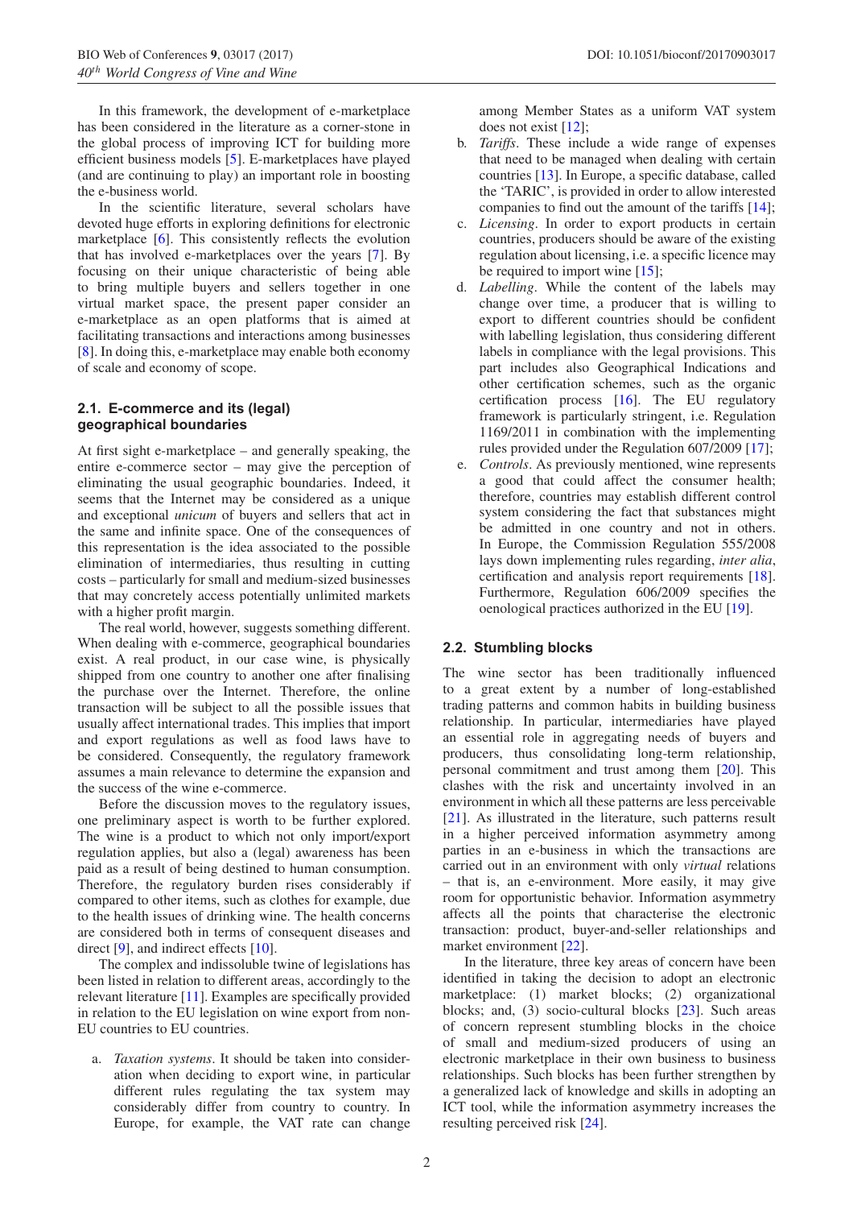In this framework, the development of e-marketplace has been considered in the literature as a corner-stone in the global process of improving ICT for building more efficient business models [5]. E-marketplaces have played (and are continuing to play) an important role in boosting the e-business world.

In the scientific literature, several scholars have devoted huge efforts in exploring definitions for electronic marketplace [6]. This consistently reflects the evolution that has involved e-marketplaces over the years [7]. By focusing on their unique characteristic of being able to bring multiple buyers and sellers together in one virtual market space, the present paper consider an e-marketplace as an open platforms that is aimed at facilitating transactions and interactions among businesses [8]. In doing this, e-marketplace may enable both economy of scale and economy of scope.

### 2.1. E-commerce and its (legal) geographical boundaries

At first sight e-marketplace – and generally speaking, the entire e-commerce sector – may give the perception of eliminating the usual geographic boundaries. Indeed, it seems that the Internet may be considered as a unique and exceptional *unicum* of buyers and sellers that act in the same and infinite space. One of the consequences of this representation is the idea associated to the possible elimination of intermediaries, thus resulting in cutting costs – particularly for small and medium-sized businesses that may concretely access potentially unlimited markets with a higher profit margin.

The real world, however, suggests something different. When dealing with e-commerce, geographical boundaries exist. A real product, in our case wine, is physically shipped from one country to another one after finalising the purchase over the Internet. Therefore, the online transaction will be subject to all the possible issues that usually affect international trades. This implies that import and export regulations as well as food laws have to be considered. Consequently, the regulatory framework assumes a main relevance to determine the expansion and the success of the wine e-commerce.

Before the discussion moves to the regulatory issues, one preliminary aspect is worth to be further explored. The wine is a product to which not only import/export regulation applies, but also a (legal) awareness has been paid as a result of being destined to human consumption. Therefore, the regulatory burden rises considerably if compared to other items, such as clothes for example, due to the health issues of drinking wine. The health concerns are considered both in terms of consequent diseases and direct [9], and indirect effects [10].

The complex and indissoluble twine of legislations has been listed in relation to different areas, accordingly to the relevant literature [11]. Examples are specifically provided in relation to the EU legislation on wine export from non-EU countries to EU countries.

a. *Taxation systems*. It should be taken into consideration when deciding to export wine, in particular different rules regulating the tax system may considerably differ from country to country. In Europe, for example, the VAT rate can change among Member States as a uniform VAT system does not exist [12];
b. *Tariffs*. These include a wide range of expenses that need to be managed when dealing with certain countries [13]. In Europe, a specific database, called the 'TARIC', is provided in order to allow interested companies to find out the amount of the tariffs [14];
c. *Licensing*. In order to export products in certain countries, producers should be aware of the existing regulation about licensing, i.e. a specific licence may be required to import wine [15];
d. *Labelling*. While the content of the labels may change over time, a producer that is willing to export to different countries should be confident with labelling legislation, thus considering different labels in compliance with the legal provisions. This part includes also Geographical Indications and other certification schemes, such as the organic certification process [16]. The EU regulatory framework is particularly stringent, i.e. Regulation 1169/2011 in combination with the implementing rules provided under the Regulation 607/2009 [17];
e. *Controls*. As previously mentioned, wine represents a good that could affect the consumer health; therefore, countries may establish different control system considering the fact that substances might be admitted in one country and not in others. In Europe, the Commission Regulation 555/2008 lays down implementing rules regarding, *inter alia*, certification and analysis report requirements [18]. Furthermore, Regulation 606/2009 specifies the oenological practices authorized in the EU [19].

### 2.2. Stumbling blocks

The wine sector has been traditionally influenced to a great extent by a number of long-established trading patterns and common habits in building business relationship. In particular, intermediaries have played an essential role in aggregating needs of buyers and producers, thus consolidating long-term relationship, personal commitment and trust among them [20]. This clashes with the risk and uncertainty involved in an environment in which all these patterns are less perceivable [21]. As illustrated in the literature, such patterns result in a higher perceived information asymmetry among parties in an e-business in which the transactions are carried out in an environment with only *virtual* relations – that is, an e-environment. More easily, it may give room for opportunistic behavior. Information asymmetry affects all the points that characterise the electronic transaction: product, buyer-and-seller relationships and market environment [22].

In the literature, three key areas of concern have been identified in taking the decision to adopt an electronic marketplace: (1) market blocks; (2) organizational blocks; and, (3) socio-cultural blocks [23]. Such areas of concern represent stumbling blocks in the choice of small and medium-sized producers of using an electronic marketplace in their own business to business relationships. Such blocks has been further strengthen by a generalized lack of knowledge and skills in adopting an ICT tool, while the information asymmetry increases the resulting perceived risk [24].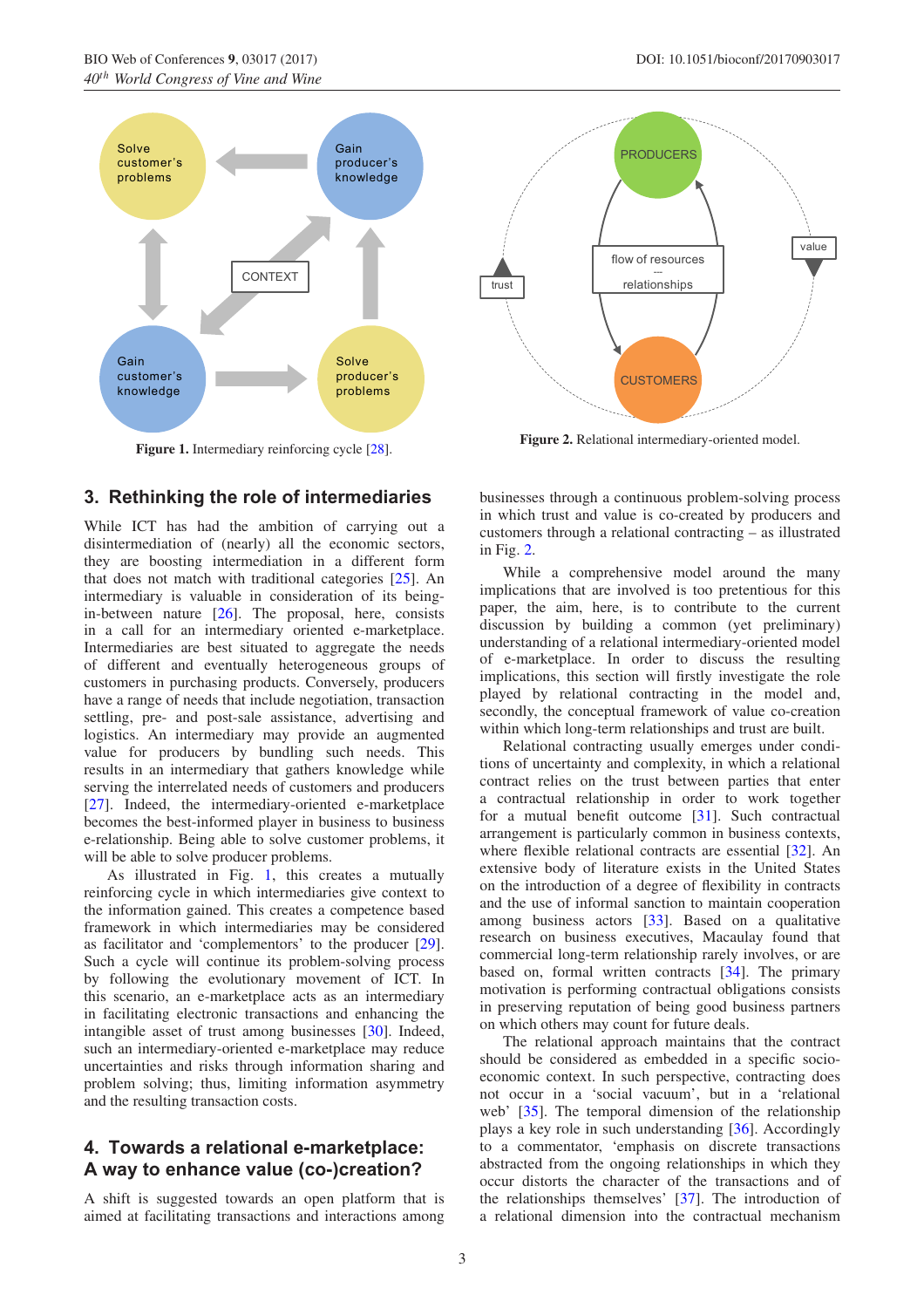Figure 1. Intermediary reinforcing cycle [28].

Figure 2. Relational intermediary-oriented model.

## 3. Rethinking the role of intermediaries

While ICT has had the ambition of carrying out a disintermediation of (nearly) all the economic sectors, they are boosting intermediation in a different form that does not match with traditional categories [25]. An intermediary is valuable in consideration of its being-in-between nature [26]. The proposal, here, consists in a call for an intermediary oriented e-marketplace. Intermediaries are best situated to aggregate the needs of different and eventually heterogeneous groups of customers in purchasing products. Conversely, producers have a range of needs that include negotiation, transaction settling, pre- and post-sale assistance, advertising and logistics. An intermediary may provide an augmented value for producers by bundling such needs. This results in an intermediary that gathers knowledge while serving the interrelated needs of customers and producers [27]. Indeed, the intermediary-oriented e-marketplace becomes the best-informed player in business to business e-relationship. Being able to solve customer problems, it will be able to solve producer problems.

As illustrated in Fig. 1, this creates a mutually reinforcing cycle in which intermediaries give context to the information gained. This creates a competence based framework in which intermediaries may be considered as facilitator and 'complementors' to the producer [29]. Such a cycle will continue its problem-solving process by following the evolutionary movement of ICT. In this scenario, an e-marketplace acts as an intermediary in facilitating electronic transactions and enhancing the intangible asset of trust among businesses [30]. Indeed, such an intermediary-oriented e-marketplace may reduce uncertainties and risks through information sharing and problem solving; thus, limiting information asymmetry and the resulting transaction costs.

## 4. Towards a relational e-marketplace: A way to enhance value (co-)creation?

A shift is suggested towards an open platform that is aimed at facilitating transactions and interactions among businesses through a continuous problem-solving process in which trust and value is co-created by producers and customers through a relational contracting – as illustrated in Fig. 2.

While a comprehensive model around the many implications that are involved is too pretentious for this paper, the aim, here, is to contribute to the current discussion by building a common (yet preliminary) understanding of a relational intermediary-oriented model of e-marketplace. In order to discuss the resulting implications, this section will firstly investigate the role played by relational contracting in the model and, secondly, the conceptual framework of value co-creation within which long-term relationships and trust are built.

Relational contracting usually emerges under conditions of uncertainty and complexity, in which a relational contract relies on the trust between parties that enter a contractual relationship in order to work together for a mutual benefit outcome [31]. Such contractual arrangement is particularly common in business contexts, where flexible relational contracts are essential [32]. An extensive body of literature exists in the United States on the introduction of a degree of flexibility in contracts and the use of informal sanction to maintain cooperation among business actors [33]. Based on a qualitative research on business executives, Macaulay found that commercial long-term relationship rarely involves, or are based on, formal written contracts [34]. The primary motivation is performing contractual obligations consists in preserving reputation of being good business partners on which others may count for future deals.

The relational approach maintains that the contract should be considered as embedded in a specific socio-economic context. In such perspective, contracting does not occur in a 'social vacuum', but in a 'relational web' [35]. The temporal dimension of the relationship plays a key role in such understanding [36]. Accordingly to a commentator, 'emphasis on discrete transactions abstracted from the ongoing relationships in which they occur distorts the character of the transactions and of the relationships themselves' [37]. The introduction of a relational dimension into the contractual mechanism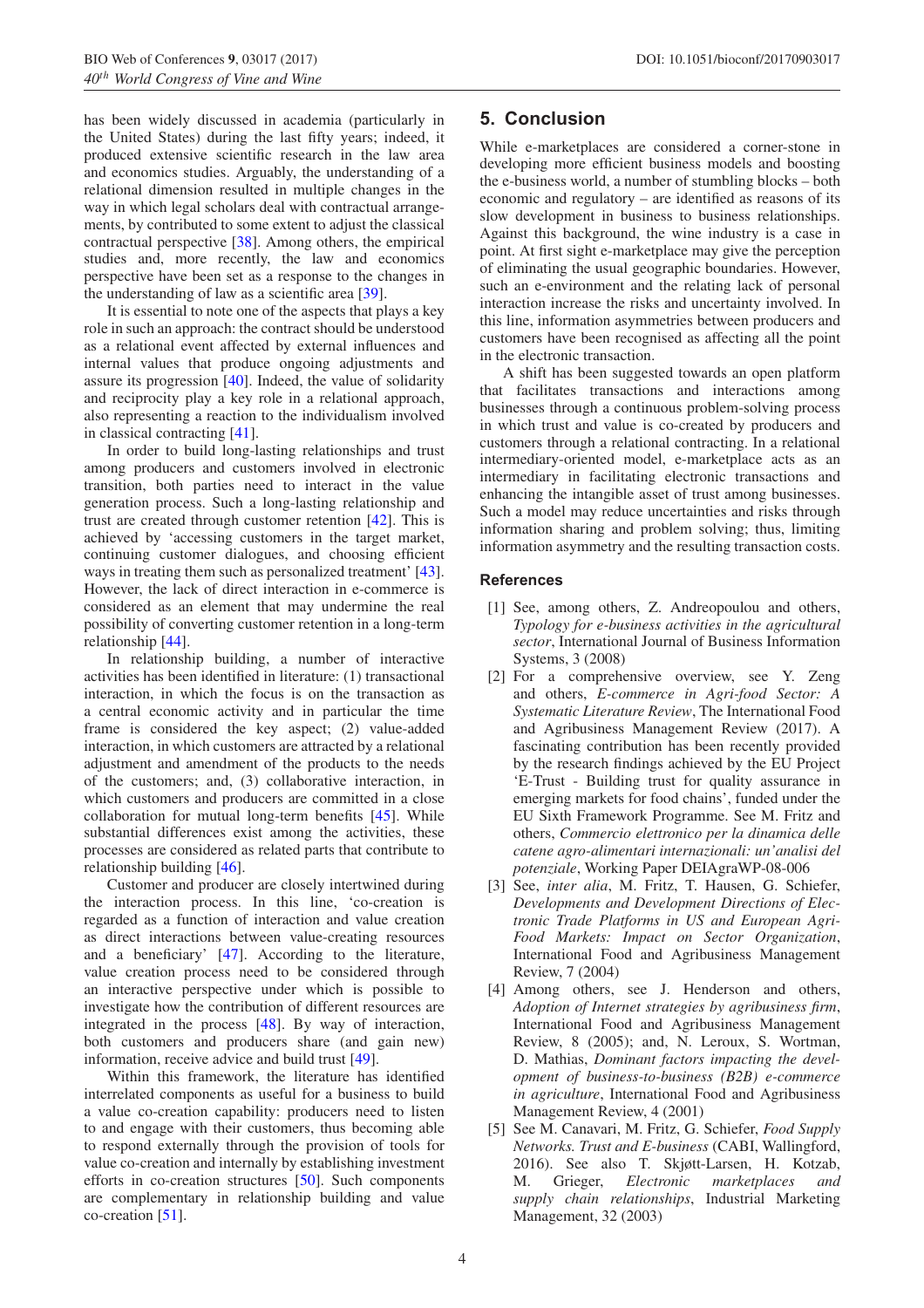has been widely discussed in academia (particularly in the United States) during the last fifty years; indeed, it produced extensive scientific research in the law area and economics studies. Arguably, the understanding of a relational dimension resulted in multiple changes in the way in which legal scholars deal with contractual arrangements, by contributed to some extent to adjust the classical contractual perspective [38]. Among others, the empirical studies and, more recently, the law and economics perspective have been set as a response to the changes in the understanding of law as a scientific area [39].

It is essential to note one of the aspects that plays a key role in such an approach: the contract should be understood as a relational event affected by external influences and internal values that produce ongoing adjustments and assure its progression [40]. Indeed, the value of solidarity and reciprocity play a key role in a relational approach, also representing a reaction to the individualism involved in classical contracting [41].

In order to build long-lasting relationships and trust among producers and customers involved in electronic transition, both parties need to interact in the value generation process. Such a long-lasting relationship and trust are created through customer retention [42]. This is achieved by 'accessing customers in the target market, continuing customer dialogues, and choosing efficient ways in treating them such as personalized treatment' [43]. However, the lack of direct interaction in e-commerce is considered as an element that may undermine the real possibility of converting customer retention in a long-term relationship [44].

In relationship building, a number of interactive activities has been identified in literature: (1) transactional interaction, in which the focus is on the transaction as a central economic activity and in particular the time frame is considered the key aspect; (2) value-added interaction, in which customers are attracted by a relational adjustment and amendment of the products to the needs of the customers; and, (3) collaborative interaction, in which customers and producers are committed in a close collaboration for mutual long-term benefits [45]. While substantial differences exist among the activities, these processes are considered as related parts that contribute to relationship building [46].

Customer and producer are closely intertwined during the interaction process. In this line, 'co-creation is regarded as a function of interaction and value creation as direct interactions between value-creating resources and a beneficiary' [47]. According to the literature, value creation process need to be considered through an interactive perspective under which is possible to investigate how the contribution of different resources are integrated in the process [48]. By way of interaction, both customers and producers share (and gain new) information, receive advice and build trust [49].

Within this framework, the literature has identified interrelated components as useful for a business to build a value co-creation capability: producers need to listen to and engage with their customers, thus becoming able to respond externally through the provision of tools for value co-creation and internally by establishing investment efforts in co-creation structures [50]. Such components are complementary in relationship building and value co-creation [51].

## 5. Conclusion

While e-marketplaces are considered a corner-stone in developing more efficient business models and boosting the e-business world, a number of stumbling blocks – both economic and regulatory – are identified as reasons of its slow development in business to business relationships. Against this background, the wine industry is a case in point. At first sight e-marketplace may give the perception of eliminating the usual geographic boundaries. However, such an e-environment and the relating lack of personal interaction increase the risks and uncertainty involved. In this line, information asymmetries between producers and customers have been recognised as affecting all the point in the electronic transaction.

A shift has been suggested towards an open platform that facilitates transactions and interactions among businesses through a continuous problem-solving process in which trust and value is co-created by producers and customers through a relational contracting. In a relational intermediary-oriented model, e-marketplace acts as an intermediary in facilitating electronic transactions and enhancing the intangible asset of trust among businesses. Such a model may reduce uncertainties and risks through information sharing and problem solving; thus, limiting information asymmetry and the resulting transaction costs.

### References

[1] See, among others, Z. Andreopoulou and others, *Typology for e-business activities in the agricultural sector*, International Journal of Business Information Systems, 3 (2008)

[2] For a comprehensive overview, see Y. Zeng and others, *E-commerce in Agri-food Sector: A Systematic Literature Review*, The International Food and Agribusiness Management Review (2017). A fascinating contribution has been recently provided by the research findings achieved by the EU Project 'E-Trust - Building trust for quality assurance in emerging markets for food chains', funded under the EU Sixth Framework Programme. See M. Fritz and others, *Commercio elettronico per la dinamica delle catene agro-alimentari internazionali: un'analisi del potenziale*, Working Paper DEIAgraWP-08-006

[3] See, *inter alia*, M. Fritz, T. Hausen, G. Schiefer, *Developments and Development Directions of Electronic Trade Platforms in US and European Agri-Food Markets: Impact on Sector Organization*, International Food and Agribusiness Management Review, 7 (2004)

[4] Among others, see J. Henderson and others, *Adoption of Internet strategies by agribusiness firm*, International Food and Agribusiness Management Review, 8 (2005); and, N. Leroux, S. Wortman, D. Mathias, *Dominant factors impacting the development of business-to-business (B2B) e-commerce in agriculture*, International Food and Agribusiness Management Review, 4 (2001)

[5] See M. Canavari, M. Fritz, G. Schiefer, *Food Supply Networks. Trust and E-business* (CABI, Wallingford, 2016). See also T. Skjøtt-Larsen, H. Kotzab, M. Grieger, *Electronic marketplaces and supply chain relationships*, Industrial Marketing Management, 32 (2003)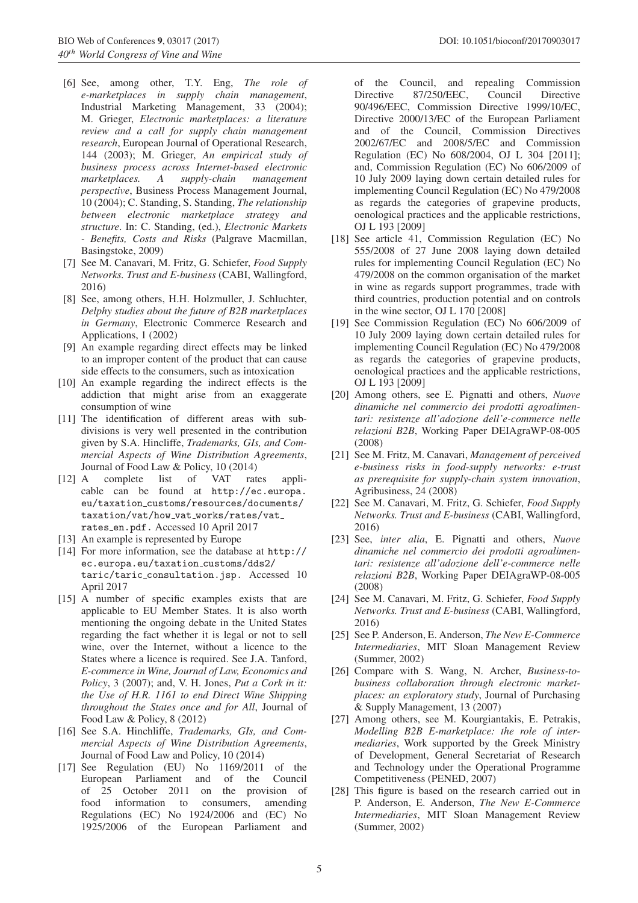[6] See, among other, T.Y. Eng, *The role of e-marketplaces in supply chain management*, Industrial Marketing Management, 33 (2004); M. Grieger, *Electronic marketplaces: a literature review and a call for supply chain management research*, European Journal of Operational Research, 144 (2003); M. Grieger, *An empirical study of business process across Internet-based electronic marketplaces. A supply-chain management perspective*, Business Process Management Journal, 10 (2004); C. Standing, S. Standing, *The relationship between electronic marketplace strategy and structure*. In: C. Standing, (ed.), *Electronic Markets - Benefits, Costs and Risks* (Palgrave Macmillan, Basingstoke, 2009)

[7] See M. Canavari, M. Fritz, G. Schiefer, *Food Supply Networks. Trust and E-business* (CABI, Wallingford, 2016)

[8] See, among others, H.H. Holzmuller, J. Schluchter, *Delphy studies about the future of B2B marketplaces in Germany*, Electronic Commerce Research and Applications, 1 (2002)

[9] An example regarding direct effects may be linked to an improper content of the product that can cause side effects to the consumers, such as intoxication

[10] An example regarding the indirect effects is the addiction that might arise from an exaggerate consumption of wine

[11] The identification of different areas with subdivisions is very well presented in the contribution given by S.A. Hincliffe, *Trademarks, GIs, and Commercial Aspects of Wine Distribution Agreements*, Journal of Food Law & Policy, 10 (2014)

[12] A complete list of VAT rates applicable can be found at http://ec.europa.eu/taxation_customs/resources/documents/taxation/vat/how_vat_works/rates/vat_rates_en.pdf. Accessed 10 April 2017

[13] An example is represented by Europe

[14] For more information, see the database at http://ec.europa.eu/taxation_customs/dds2/taric/taric_consultation.jsp. Accessed 10 April 2017

[15] A number of specific examples exists that are applicable to EU Member States. It is also worth mentioning the ongoing debate in the United States regarding the fact whether it is legal or not to sell wine, over the Internet, without a licence to the States where a licence is required. See J.A. Tanford, *E-commerce in Wine, Journal of Law, Economics and Policy*, 3 (2007); and, V. H. Jones, *Put a Cork in it: the Use of H.R. 1161 to end Direct Wine Shipping throughout the States once and for All*, Journal of Food Law & Policy, 8 (2012)

[16] See S.A. Hinchliffe, *Trademarks, GIs, and Commercial Aspects of Wine Distribution Agreements*, Journal of Food Law and Policy, 10 (2014)

[17] See Regulation (EU) No 1169/2011 of the European Parliament and of the Council of 25 October 2011 on the provision of food information to consumers, amending Regulations (EC) No 1924/2006 and (EC) No 1925/2006 of the European Parliament and of the Council, and repealing Commission Directive 87/250/EEC, Council Directive 90/496/EEC, Commission Directive 1999/10/EC, Directive 2000/13/EC of the European Parliament and of the Council, Commission Directives 2002/67/EC and 2008/5/EC and Commission Regulation (EC) No 608/2004, OJ L 304 [2011]; and, Commission Regulation (EC) No 606/2009 of 10 July 2009 laying down certain detailed rules for implementing Council Regulation (EC) No 479/2008 as regards the categories of grapevine products, oenological practices and the applicable restrictions, OJ L 193 [2009]

[18] See article 41, Commission Regulation (EC) No 555/2008 of 27 June 2008 laying down detailed rules for implementing Council Regulation (EC) No 479/2008 on the common organisation of the market in wine as regards support programmes, trade with third countries, production potential and on controls in the wine sector, OJ L 170 [2008]

[19] See Commission Regulation (EC) No 606/2009 of 10 July 2009 laying down certain detailed rules for implementing Council Regulation (EC) No 479/2008 as regards the categories of grapevine products, oenological practices and the applicable restrictions, OJ L 193 [2009]

[20] Among others, see E. Pignatti and others, *Nuove dinamiche nel commercio dei prodotti agroalimentari: resistenze all'adozione dell'e-commerce nelle relazioni B2B*, Working Paper DEIAgraWP-08-005 (2008)

[21] See M. Fritz, M. Canavari, *Management of perceived e-business risks in food-supply networks: e-trust as prerequisite for supply-chain system innovation*, Agribusiness, 24 (2008)

[22] See M. Canavari, M. Fritz, G. Schiefer, *Food Supply Networks. Trust and E-business* (CABI, Wallingford, 2016)

[23] See, *inter alia*, E. Pignatti and others, *Nuove dinamiche nel commercio dei prodotti agroalimentari: resistenze all'adozione dell'e-commerce nelle relazioni B2B*, Working Paper DEIAgraWP-08-005 (2008)

[24] See M. Canavari, M. Fritz, G. Schiefer, *Food Supply Networks. Trust and E-business* (CABI, Wallingford, 2016)

[25] See P. Anderson, E. Anderson, *The New E-Commerce Intermediaries*, MIT Sloan Management Review (Summer, 2002)

[26] Compare with S. Wang, N. Archer, *Business-to-business collaboration through electronic marketplaces: an exploratory study*, Journal of Purchasing & Supply Management, 13 (2007)

[27] Among others, see M. Kourgiantakis, E. Petrakis, *Modelling B2B E-marketplace: the role of intermediaries*, Work supported by the Greek Ministry of Development, General Secretariat of Research and Technology under the Operational Programme Competitiveness (PENED, 2007)

[28] This figure is based on the research carried out in P. Anderson, E. Anderson, *The New E-Commerce Intermediaries*, MIT Sloan Management Review (Summer, 2002)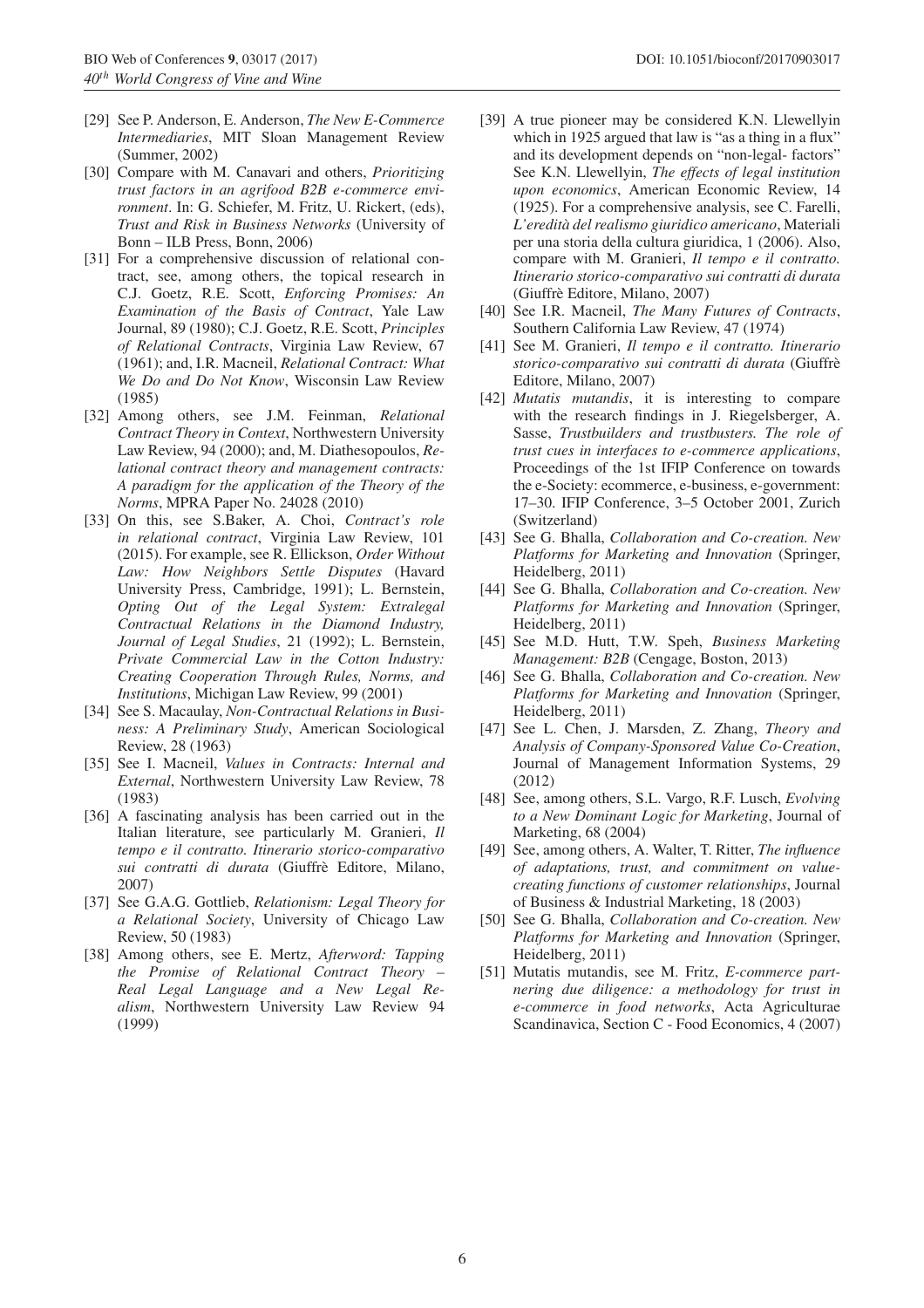[29] See P. Anderson, E. Anderson, *The New E-Commerce Intermediaries*, MIT Sloan Management Review (Summer, 2002)

[30] Compare with M. Canavari and others, *Prioritizing trust factors in an agrifood B2B e-commerce environment*. In: G. Schiefer, M. Fritz, U. Rickert, (eds), *Trust and Risk in Business Networks* (University of Bonn – ILB Press, Bonn, 2006)

[31] For a comprehensive discussion of relational contract, see, among others, the topical research in C.J. Goetz, R.E. Scott, *Enforcing Promises: An Examination of the Basis of Contract*, Yale Law Journal, 89 (1980); C.J. Goetz, R.E. Scott, *Principles of Relational Contracts*, Virginia Law Review, 67 (1961); and, I.R. Macneil, *Relational Contract: What We Do and Do Not Know*, Wisconsin Law Review (1985)

[32] Among others, see J.M. Feinman, *Relational Contract Theory in Context*, Northwestern University Law Review, 94 (2000); and, M. Diathesopoulos, *Relational contract theory and management contracts: A paradigm for the application of the Theory of the Norms*, MPRA Paper No. 24028 (2010)

[33] On this, see S.Baker, A. Choi, *Contract's role in relational contract*, Virginia Law Review, 101 (2015). For example, see R. Ellickson, *Order Without Law: How Neighbors Settle Disputes* (Havard University Press, Cambridge, 1991); L. Bernstein, *Opting Out of the Legal System: Extralegal Contractual Relations in the Diamond Industry, Journal of Legal Studies*, 21 (1992); L. Bernstein, *Private Commercial Law in the Cotton Industry: Creating Cooperation Through Rules, Norms, and Institutions*, Michigan Law Review, 99 (2001)

[34] See S. Macaulay, *Non-Contractual Relations in Business: A Preliminary Study*, American Sociological Review, 28 (1963)

[35] See I. Macneil, *Values in Contracts: Internal and External*, Northwestern University Law Review, 78 (1983)

[36] A fascinating analysis has been carried out in the Italian literature, see particularly M. Granieri, *Il tempo e il contratto. Itinerario storico-comparativo sui contratti di durata* (Giuffrè Editore, Milano, 2007)

[37] See G.A.G. Gottlieb, *Relationism: Legal Theory for a Relational Society*, University of Chicago Law Review, 50 (1983)

[38] Among others, see E. Mertz, *Afterword: Tapping the Promise of Relational Contract Theory – Real Legal Language and a New Legal Realism*, Northwestern University Law Review 94 (1999)

[39] A true pioneer may be considered K.N. Llewellyin which in 1925 argued that law is "as a thing in a flux" and its development depends on "non-legal- factors" See K.N. Llewellyin, *The effects of legal institution upon economics*, American Economic Review, 14 (1925). For a comprehensive analysis, see C. Farelli, *L'eredità del realismo giuridico americano*, Materiali per una storia della cultura giuridica, 1 (2006). Also, compare with M. Granieri, *Il tempo e il contratto. Itinerario storico-comparativo sui contratti di durata* (Giuffrè Editore, Milano, 2007)

[40] See I.R. Macneil, *The Many Futures of Contracts*, Southern California Law Review, 47 (1974)

[41] See M. Granieri, *Il tempo e il contratto. Itinerario storico-comparativo sui contratti di durata* (Giuffrè Editore, Milano, 2007)

[42] *Mutatis mutandis*, it is interesting to compare with the research findings in J. Riegelsberger, A. Sasse, *Trustbuilders and trustbusters. The role of trust cues in interfaces to e-commerce applications*, Proceedings of the 1st IFIP Conference on towards the e-Society: ecommerce, e-business, e-government: 17–30. IFIP Conference, 3–5 October 2001, Zurich (Switzerland)

[43] See G. Bhalla, *Collaboration and Co-creation. New Platforms for Marketing and Innovation* (Springer, Heidelberg, 2011)

[44] See G. Bhalla, *Collaboration and Co-creation. New Platforms for Marketing and Innovation* (Springer, Heidelberg, 2011)

[45] See M.D. Hutt, T.W. Speh, *Business Marketing Management: B2B* (Cengage, Boston, 2013)

[46] See G. Bhalla, *Collaboration and Co-creation. New Platforms for Marketing and Innovation* (Springer, Heidelberg, 2011)

[47] See L. Chen, J. Marsden, Z. Zhang, *Theory and Analysis of Company-Sponsored Value Co-Creation*, Journal of Management Information Systems, 29 (2012)

[48] See, among others, S.L. Vargo, R.F. Lusch, *Evolving to a New Dominant Logic for Marketing*, Journal of Marketing, 68 (2004)

[49] See, among others, A. Walter, T. Ritter, *The influence of adaptations, trust, and commitment on value-creating functions of customer relationships*, Journal of Business & Industrial Marketing, 18 (2003)

[50] See G. Bhalla, *Collaboration and Co-creation. New Platforms for Marketing and Innovation* (Springer, Heidelberg, 2011)

[51] Mutatis mutandis, see M. Fritz, *E-commerce partnering due diligence: a methodology for trust in e-commerce in food networks*, Acta Agriculturae Scandinavica, Section C - Food Economics, 4 (2007)